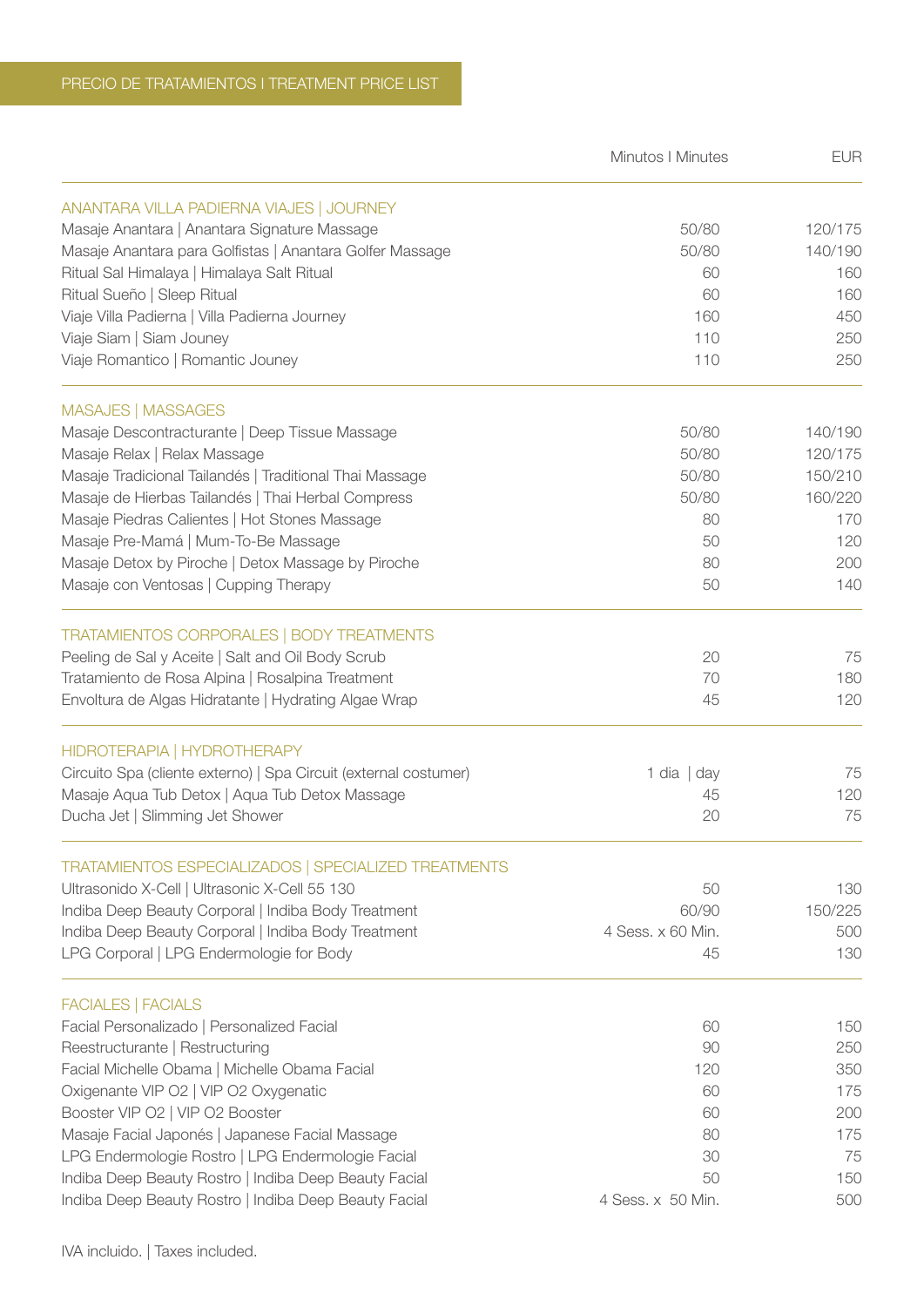# PRECIO DE TRATAMIENTOS I TREATMENT PRICE LIST

| | Minutos I Minutes | EUR |
|---|---|---|
| **ANANTARA VILLA PADIERNA VIAJES \| JOURNEY** | | |
| Masaje Anantara \| Anantara Signature Massage | 50/80 | 120/175 |
| Masaje Anantara para Golfistas \| Anantara Golfer Massage | 50/80 | 140/190 |
| Ritual Sal Himalaya \| Himalaya Salt Ritual | 60 | 160 |
| Ritual Sueño \| Sleep Ritual | 60 | 160 |
| Viaje Villa Padierna \| Villa Padierna Journey | 160 | 450 |
| Viaje Siam \| Siam Jouney | 110 | 250 |
| Viaje Romantico \| Romantic Jouney | 110 | 250 |
| **MASAJES \| MASSAGES** | | |
| Masaje Descontracturante \| Deep Tissue Massage | 50/80 | 140/190 |
| Masaje Relax \| Relax Massage | 50/80 | 120/175 |
| Masaje Tradicional Tailandés \| Traditional Thai Massage | 50/80 | 150/210 |
| Masaje de Hierbas Tailandés \| Thai Herbal Compress | 50/80 | 160/220 |
| Masaje Piedras Calientes \| Hot Stones Massage | 80 | 170 |
| Masaje Pre-Mamá \| Mum-To-Be Massage | 50 | 120 |
| Masaje Detox by Piroche \| Detox Massage by Piroche | 80 | 200 |
| Masaje con Ventosas \| Cupping Therapy | 50 | 140 |
| **TRATAMIENTOS CORPORALES \| BODY TREATMENTS** | | |
| Peeling de Sal y Aceite \| Salt and Oil Body Scrub | 20 | 75 |
| Tratamiento de Rosa Alpina \| Rosalpina Treatment | 70 | 180 |
| Envoltura de Algas Hidratante \| Hydrating Algae Wrap | 45 | 120 |
| **HIDROTERAPIA \| HYDROTHERAPY** | | |
| Circuito Spa (cliente externo) \| Spa Circuit (external costumer) | 1 dia \| day | 75 |
| Masaje Aqua Tub Detox \| Aqua Tub Detox Massage | 45 | 120 |
| Ducha Jet \| Slimming Jet Shower | 20 | 75 |
| **TRATAMIENTOS ESPECIALIZADOS \| SPECIALIZED TREATMENTS** | | |
| Ultrasonido X-Cell \| Ultrasonic X-Cell 55 130 | 50 | 130 |
| Indiba Deep Beauty Corporal \| Indiba Body Treatment | 60/90 | 150/225 |
| Indiba Deep Beauty Corporal \| Indiba Body Treatment | 4 Sess. x 60 Min. | 500 |
| LPG Corporal \| LPG Endermologie for Body | 45 | 130 |
| **FACIALES \| FACIALS** | | |
| Facial Personalizado \| Personalized Facial | 60 | 150 |
| Reestructurante \| Restructuring | 90 | 250 |
| Facial Michelle Obama \| Michelle Obama Facial | 120 | 350 |
| Oxigenante VIP O2 \| VIP O2 Oxygenatic | 60 | 175 |
| Booster VIP O2 \| VIP O2 Booster | 60 | 200 |
| Masaje Facial Japonés \| Japanese Facial Massage | 80 | 175 |
| LPG Endermologie Rostro \| LPG Endermologie Facial | 30 | 75 |
| Indiba Deep Beauty Rostro \| Indiba Deep Beauty Facial | 50 | 150 |
| Indiba Deep Beauty Rostro \| Indiba Deep Beauty Facial | 4 Sess. x 50 Min. | 500 |

IVA incluido. | Taxes included.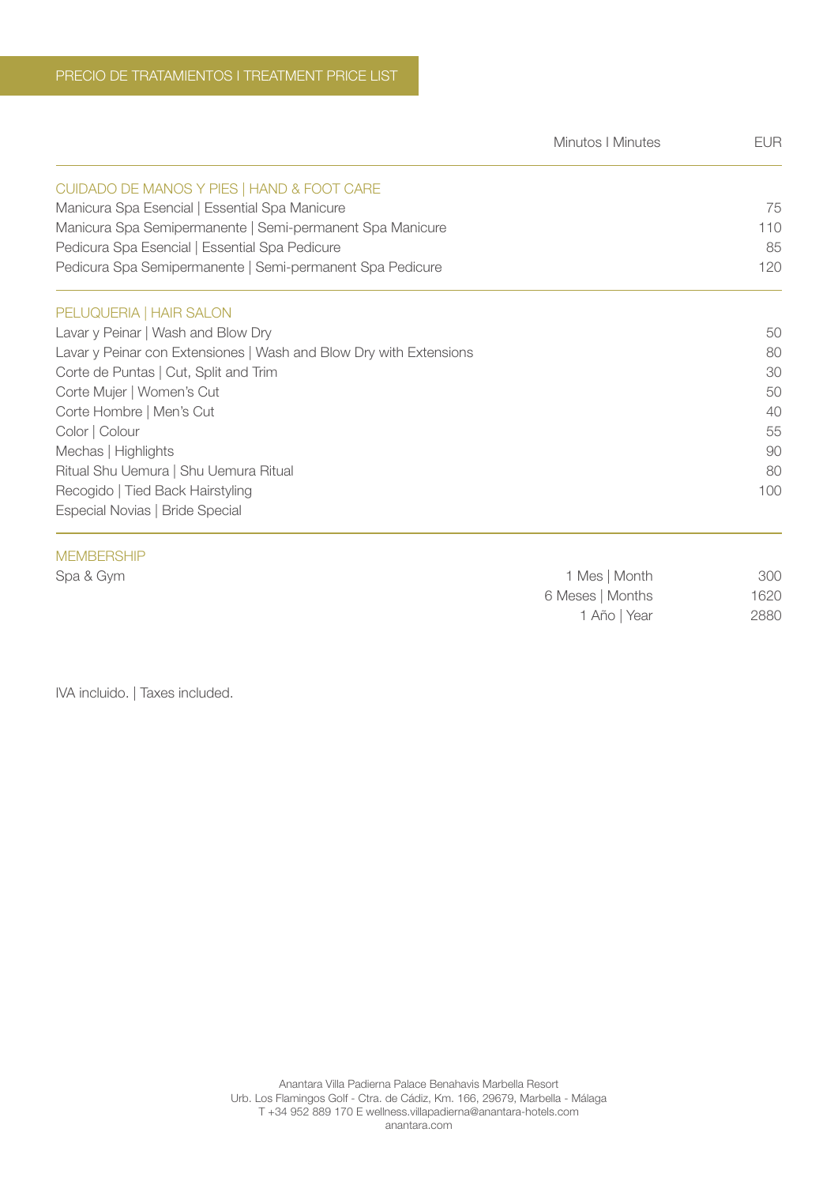## PRECIO DE TRATAMIENTOS I TREATMENT PRICE LIST

| | Minutos I Minutes | EUR |
|---|---|---|
| **CUIDADO DE MANOS Y PIES \| HAND & FOOT CARE** | | |
| Manicura Spa Esencial \| Essential Spa Manicure | | 75 |
| Manicura Spa Semipermanente \| Semi-permanent Spa Manicure | | 110 |
| Pedicura Spa Esencial \| Essential Spa Pedicure | | 85 |
| Pedicura Spa Semipermanente \| Semi-permanent Spa Pedicure | | 120 |
| **PELUQUERIA \| HAIR SALON** | | |
| Lavar y Peinar \| Wash and Blow Dry | | 50 |
| Lavar y Peinar con Extensiones \| Wash and Blow Dry with Extensions | | 80 |
| Corte de Puntas \| Cut, Split and Trim | | 30 |
| Corte Mujer \| Women's Cut | | 50 |
| Corte Hombre \| Men's Cut | | 40 |
| Color \| Colour | | 55 |
| Mechas \| Highlights | | 90 |
| Ritual Shu Uemura \| Shu Uemura Ritual | | 80 |
| Recogido \| Tied Back Hairstyling | | 100 |
| Especial Novias \| Bride Special | | |
| **MEMBERSHIP** | | |
| Spa & Gym | 1 Mes \| Month | 300 |
| | 6 Meses \| Months | 1620 |
| | 1 Año \| Year | 2880 |

IVA incluido. | Taxes included.

Anantara Villa Padierna Palace Benahavis Marbella Resort
Urb. Los Flamingos Golf - Ctra. de Cádiz, Km. 166, 29679, Marbella - Málaga
T +34 952 889 170 E wellness.villapadierna@anantara-hotels.com
anantara.com